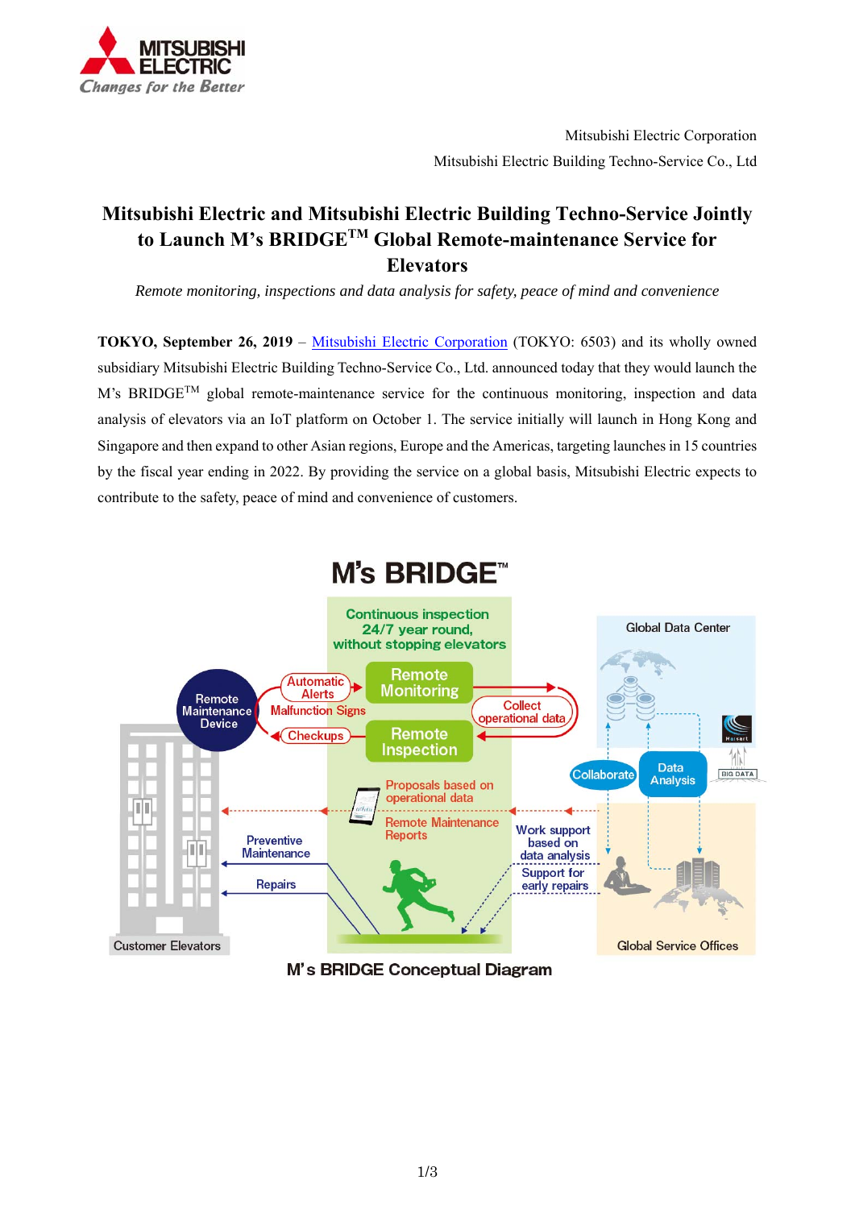Mitsubishi Electric Corporation

Mitsubishi Electric Building Techno-Service Co., Ltd

# Mitsubishi Electric and Mitsubishi Electric Building Techno-Service Jointly to Launch M's BRIDGE™ Global Remote-maintenance Service for Elevators

*Remote monitoring, inspections and data analysis for safety, peace of mind and convenience*

**TOKYO, September 26, 2019** – [Mitsubishi Electric Corporation](https://www.mitsubishielectric.com) (TOKYO: 6503) and its wholly owned subsidiary Mitsubishi Electric Building Techno-Service Co., Ltd. announced today that they would launch the M's BRIDGE™ global remote-maintenance service for the continuous monitoring, inspection and data analysis of elevators via an IoT platform on October 1. The service initially will launch in Hong Kong and Singapore and then expand to other Asian regions, Europe and the Americas, targeting launches in 15 countries by the fiscal year ending in 2022. By providing the service on a global basis, Mitsubishi Electric expects to contribute to the safety, peace of mind and convenience of customers.

M's BRIDGE Conceptual Diagram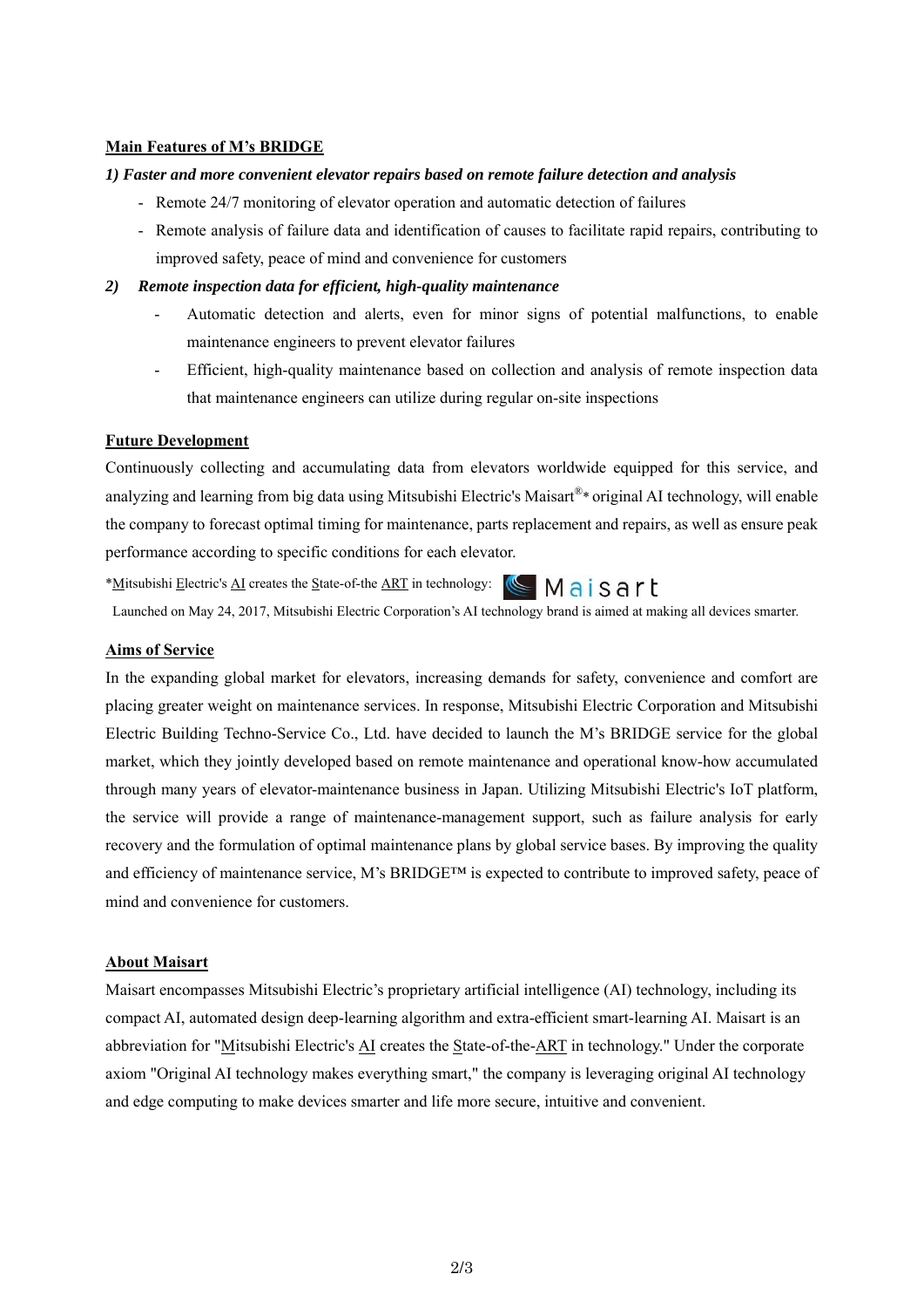**Main Features of M's BRIDGE**

***1) Faster and more convenient elevator repairs based on remote failure detection and analysis***

- Remote 24/7 monitoring of elevator operation and automatic detection of failures
- Remote analysis of failure data and identification of causes to facilitate rapid repairs, contributing to improved safety, peace of mind and convenience for customers

***2) Remote inspection data for efficient, high-quality maintenance***

- Automatic detection and alerts, even for minor signs of potential malfunctions, to enable maintenance engineers to prevent elevator failures
- Efficient, high-quality maintenance based on collection and analysis of remote inspection data that maintenance engineers can utilize during regular on-site inspections

**Future Development**

Continuously collecting and accumulating data from elevators worldwide equipped for this service, and analyzing and learning from big data using Mitsubishi Electric's Maisart®* original AI technology, will enable the company to forecast optimal timing for maintenance, parts replacement and repairs, as well as ensure peak performance according to specific conditions for each elevator.

*Mitsubishi Electric's AI creates the State-of-the ART in technology: Maisart

Launched on May 24, 2017, Mitsubishi Electric Corporation's AI technology brand is aimed at making all devices smarter.

**Aims of Service**

In the expanding global market for elevators, increasing demands for safety, convenience and comfort are placing greater weight on maintenance services. In response, Mitsubishi Electric Corporation and Mitsubishi Electric Building Techno-Service Co., Ltd. have decided to launch the M's BRIDGE service for the global market, which they jointly developed based on remote maintenance and operational know-how accumulated through many years of elevator-maintenance business in Japan. Utilizing Mitsubishi Electric's IoT platform, the service will provide a range of maintenance-management support, such as failure analysis for early recovery and the formulation of optimal maintenance plans by global service bases. By improving the quality and efficiency of maintenance service, M's BRIDGE™ is expected to contribute to improved safety, peace of mind and convenience for customers.

**About Maisart**

Maisart encompasses Mitsubishi Electric's proprietary artificial intelligence (AI) technology, including its compact AI, automated design deep-learning algorithm and extra-efficient smart-learning AI. Maisart is an abbreviation for "Mitsubishi Electric's AI creates the State-of-the-ART in technology." Under the corporate axiom "Original AI technology makes everything smart," the company is leveraging original AI technology and edge computing to make devices smarter and life more secure, intuitive and convenient.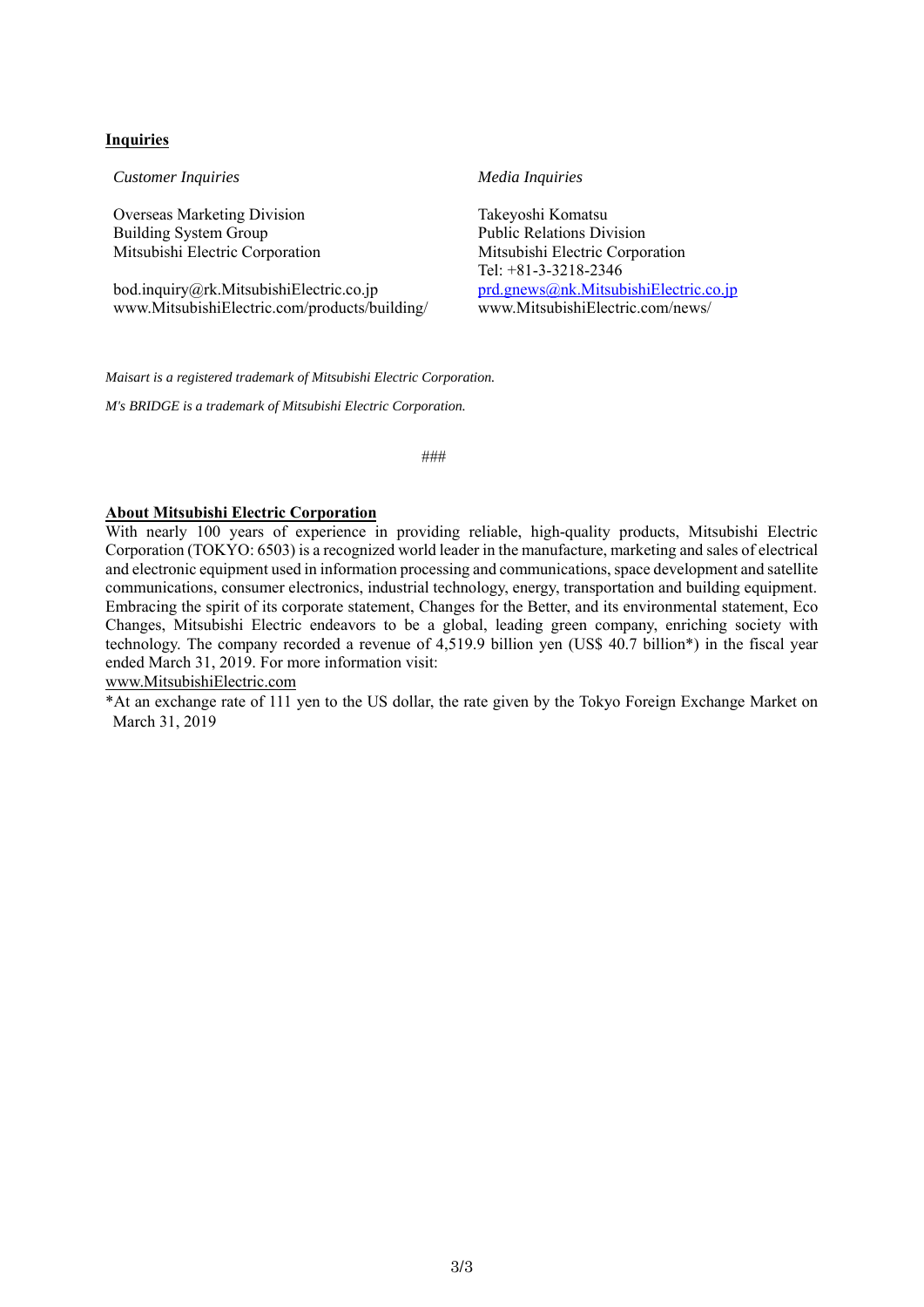## Inquiries

*Customer Inquiries*

Overseas Marketing Division
Building System Group
Mitsubishi Electric Corporation

bod.inquiry@rk.MitsubishiElectric.co.jp
www.MitsubishiElectric.com/products/building/

*Media Inquiries*

Takeyoshi Komatsu
Public Relations Division
Mitsubishi Electric Corporation
Tel: +81-3-3218-2346
prd.gnews@nk.MitsubishiElectric.co.jp
www.MitsubishiElectric.com/news/

*Maisart is a registered trademark of Mitsubishi Electric Corporation.*

*M's BRIDGE is a trademark of Mitsubishi Electric Corporation.*

###

## About Mitsubishi Electric Corporation

With nearly 100 years of experience in providing reliable, high-quality products, Mitsubishi Electric Corporation (TOKYO: 6503) is a recognized world leader in the manufacture, marketing and sales of electrical and electronic equipment used in information processing and communications, space development and satellite communications, consumer electronics, industrial technology, energy, transportation and building equipment. Embracing the spirit of its corporate statement, Changes for the Better, and its environmental statement, Eco Changes, Mitsubishi Electric endeavors to be a global, leading green company, enriching society with technology. The company recorded a revenue of 4,519.9 billion yen (US$ 40.7 billion*) in the fiscal year ended March 31, 2019. For more information visit:
www.MitsubishiElectric.com

*At an exchange rate of 111 yen to the US dollar, the rate given by the Tokyo Foreign Exchange Market on March 31, 2019